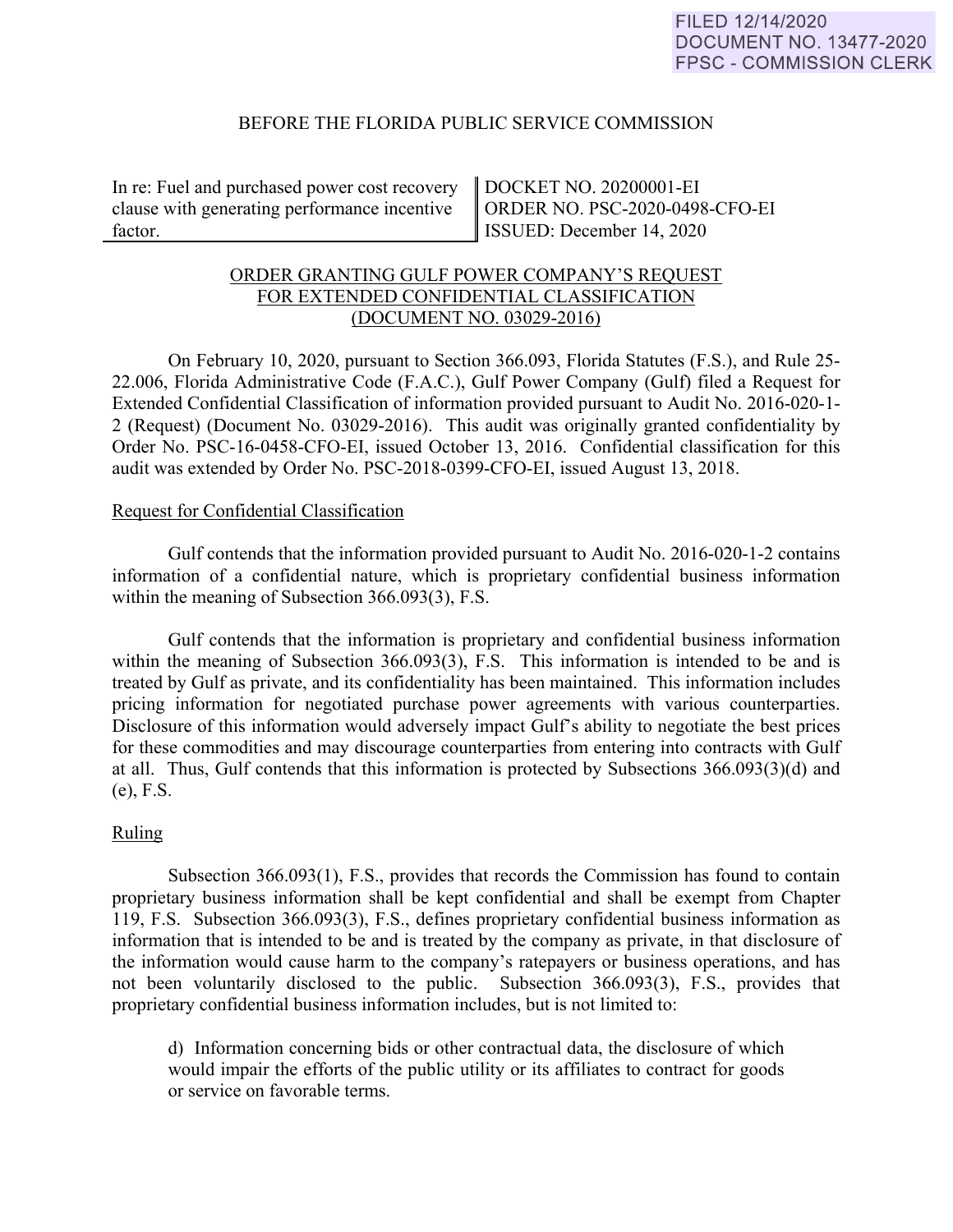FILED 12/14/2020
DOCUMENT NO. 13477-2020
FPSC - COMMISSION CLERK

BEFORE THE FLORIDA PUBLIC SERVICE COMMISSION

| In re: Fuel and purchased power cost recovery clause with generating performance incentive factor. | DOCKET NO. 20200001-EI<br>ORDER NO. PSC-2020-0498-CFO-EI<br>ISSUED: December 14, 2020 |
|---|---|

ORDER GRANTING GULF POWER COMPANY'S REQUEST FOR EXTENDED CONFIDENTIAL CLASSIFICATION (DOCUMENT NO. 03029-2016)

On February 10, 2020, pursuant to Section 366.093, Florida Statutes (F.S.), and Rule 25-22.006, Florida Administrative Code (F.A.C.), Gulf Power Company (Gulf) filed a Request for Extended Confidential Classification of information provided pursuant to Audit No. 2016-020-1-2 (Request) (Document No. 03029-2016). This audit was originally granted confidentiality by Order No. PSC-16-0458-CFO-EI, issued October 13, 2016. Confidential classification for this audit was extended by Order No. PSC-2018-0399-CFO-EI, issued August 13, 2018.

Request for Confidential Classification

Gulf contends that the information provided pursuant to Audit No. 2016-020-1-2 contains information of a confidential nature, which is proprietary confidential business information within the meaning of Subsection 366.093(3), F.S.

Gulf contends that the information is proprietary and confidential business information within the meaning of Subsection 366.093(3), F.S. This information is intended to be and is treated by Gulf as private, and its confidentiality has been maintained. This information includes pricing information for negotiated purchase power agreements with various counterparties. Disclosure of this information would adversely impact Gulf's ability to negotiate the best prices for these commodities and may discourage counterparties from entering into contracts with Gulf at all. Thus, Gulf contends that this information is protected by Subsections 366.093(3)(d) and (e), F.S.

Ruling

Subsection 366.093(1), F.S., provides that records the Commission has found to contain proprietary business information shall be kept confidential and shall be exempt from Chapter 119, F.S. Subsection 366.093(3), F.S., defines proprietary confidential business information as information that is intended to be and is treated by the company as private, in that disclosure of the information would cause harm to the company's ratepayers or business operations, and has not been voluntarily disclosed to the public. Subsection 366.093(3), F.S., provides that proprietary confidential business information includes, but is not limited to:

> d) Information concerning bids or other contractual data, the disclosure of which would impair the efforts of the public utility or its affiliates to contract for goods or service on favorable terms.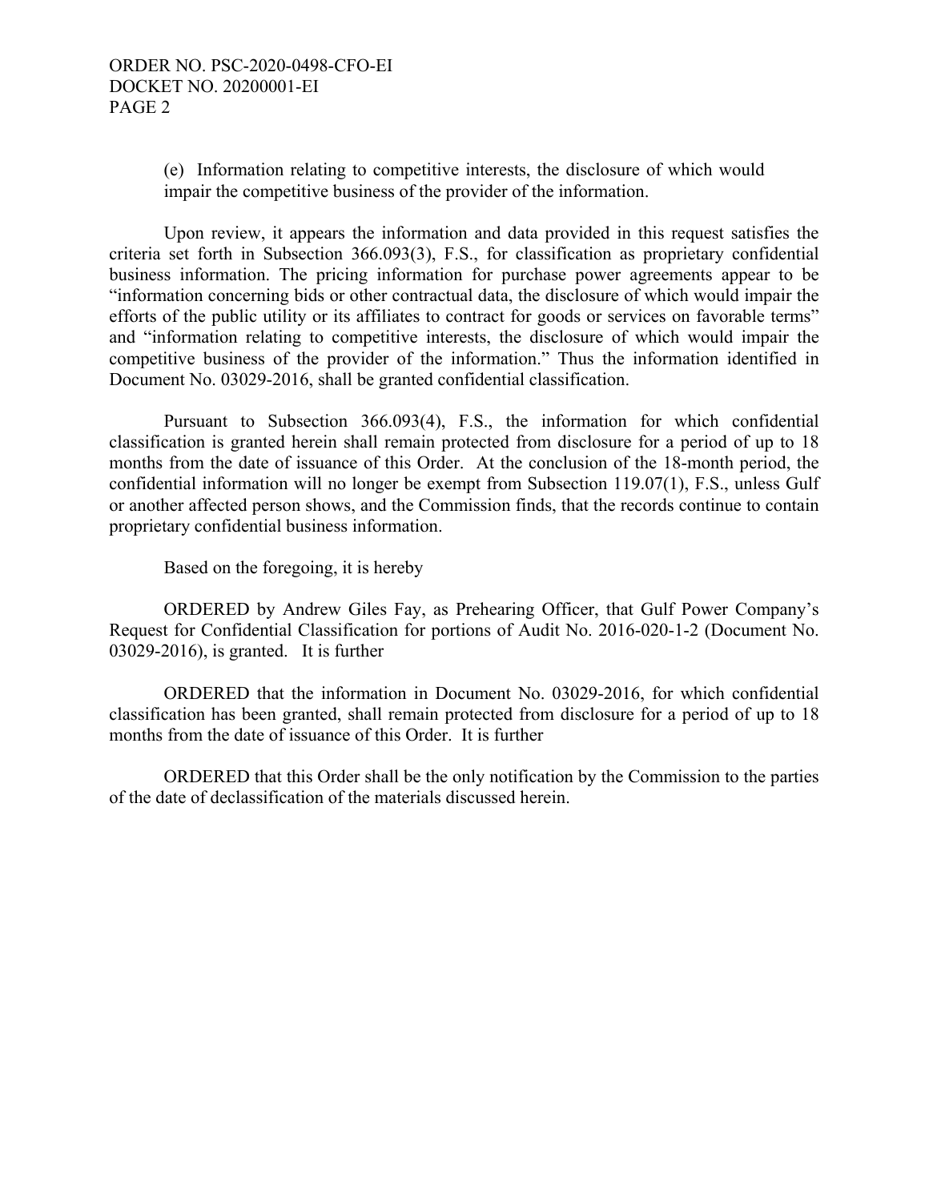(e) Information relating to competitive interests, the disclosure of which would impair the competitive business of the provider of the information.

Upon review, it appears the information and data provided in this request satisfies the criteria set forth in Subsection 366.093(3), F.S., for classification as proprietary confidential business information. The pricing information for purchase power agreements appear to be "information concerning bids or other contractual data, the disclosure of which would impair the efforts of the public utility or its affiliates to contract for goods or services on favorable terms" and "information relating to competitive interests, the disclosure of which would impair the competitive business of the provider of the information." Thus the information identified in Document No. 03029-2016, shall be granted confidential classification.

Pursuant to Subsection 366.093(4), F.S., the information for which confidential classification is granted herein shall remain protected from disclosure for a period of up to 18 months from the date of issuance of this Order. At the conclusion of the 18-month period, the confidential information will no longer be exempt from Subsection 119.07(1), F.S., unless Gulf or another affected person shows, and the Commission finds, that the records continue to contain proprietary confidential business information.

Based on the foregoing, it is hereby

ORDERED by Andrew Giles Fay, as Prehearing Officer, that Gulf Power Company's Request for Confidential Classification for portions of Audit No. 2016-020-1-2 (Document No. 03029-2016), is granted. It is further

ORDERED that the information in Document No. 03029-2016, for which confidential classification has been granted, shall remain protected from disclosure for a period of up to 18 months from the date of issuance of this Order. It is further

ORDERED that this Order shall be the only notification by the Commission to the parties of the date of declassification of the materials discussed herein.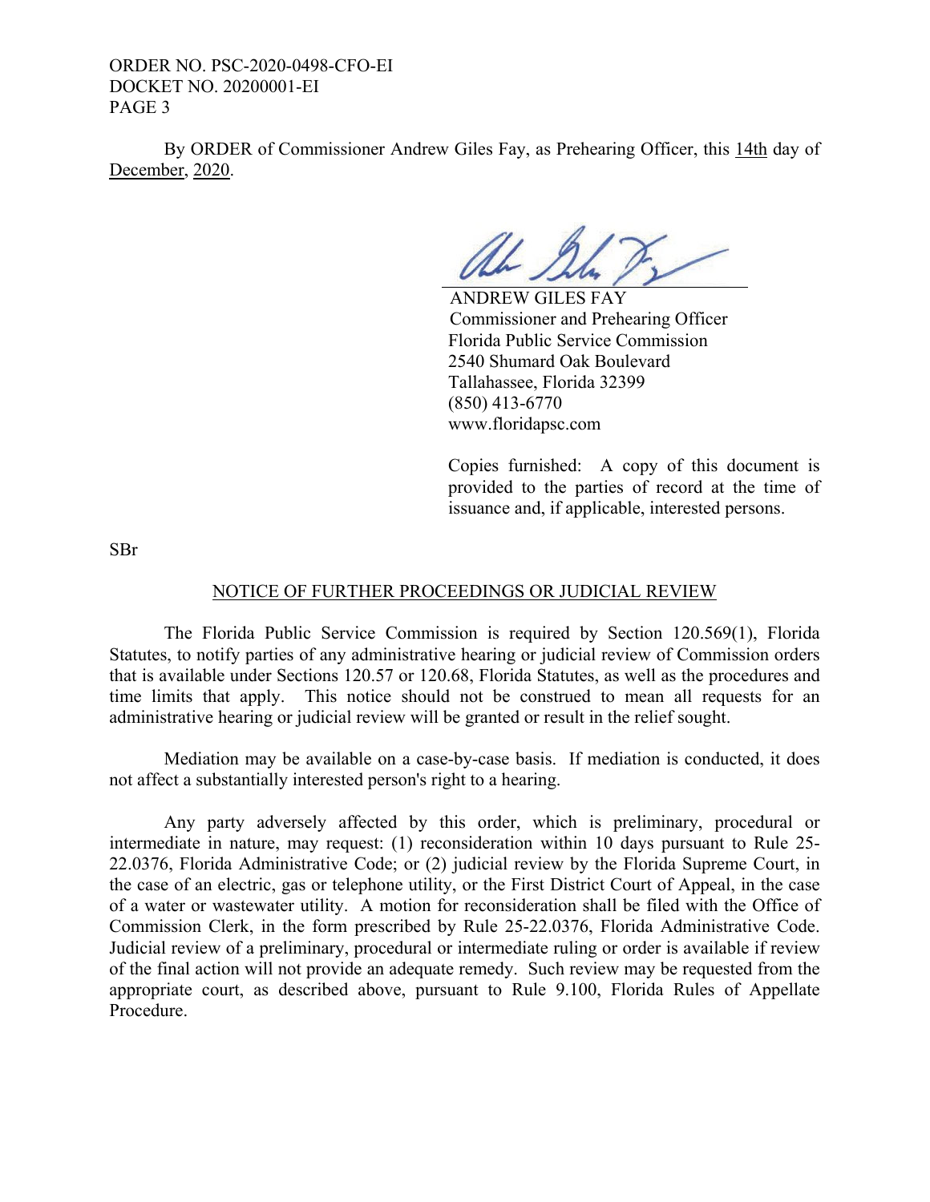By ORDER of Commissioner Andrew Giles Fay, as Prehearing Officer, this 14th day of December, 2020.

ANDREW GILES FAY
Commissioner and Prehearing Officer
Florida Public Service Commission
2540 Shumard Oak Boulevard
Tallahassee, Florida 32399
(850) 413-6770
www.floridapsc.com

Copies furnished: A copy of this document is provided to the parties of record at the time of issuance and, if applicable, interested persons.

SBr

## NOTICE OF FURTHER PROCEEDINGS OR JUDICIAL REVIEW

The Florida Public Service Commission is required by Section 120.569(1), Florida Statutes, to notify parties of any administrative hearing or judicial review of Commission orders that is available under Sections 120.57 or 120.68, Florida Statutes, as well as the procedures and time limits that apply. This notice should not be construed to mean all requests for an administrative hearing or judicial review will be granted or result in the relief sought.

Mediation may be available on a case-by-case basis. If mediation is conducted, it does not affect a substantially interested person's right to a hearing.

Any party adversely affected by this order, which is preliminary, procedural or intermediate in nature, may request: (1) reconsideration within 10 days pursuant to Rule 25-22.0376, Florida Administrative Code; or (2) judicial review by the Florida Supreme Court, in the case of an electric, gas or telephone utility, or the First District Court of Appeal, in the case of a water or wastewater utility. A motion for reconsideration shall be filed with the Office of Commission Clerk, in the form prescribed by Rule 25-22.0376, Florida Administrative Code. Judicial review of a preliminary, procedural or intermediate ruling or order is available if review of the final action will not provide an adequate remedy. Such review may be requested from the appropriate court, as described above, pursuant to Rule 9.100, Florida Rules of Appellate Procedure.